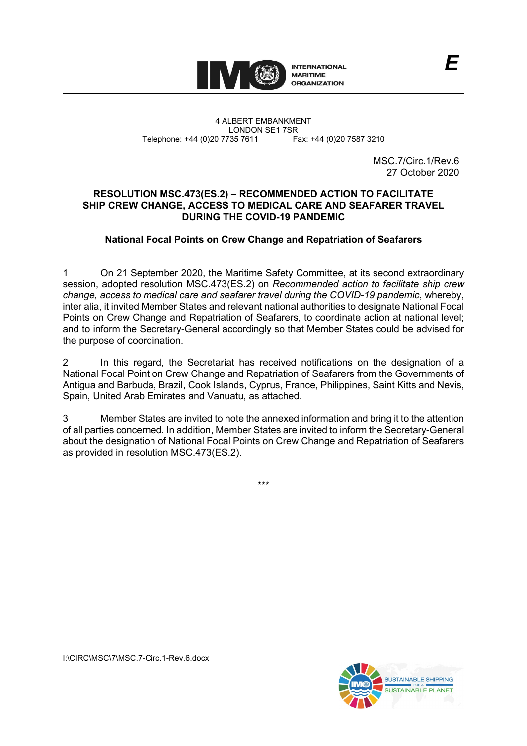INTERNATIONAL MARITIME ORGANIZATION

**E**

4 ALBERT EMBANKMENT
LONDON SE1 7SR
Telephone: +44 (0)20 7735 7611 Fax: +44 (0)20 7587 3210

MSC.7/Circ.1/Rev.6
27 October 2020

## RESOLUTION MSC.473(ES.2) – RECOMMENDED ACTION TO FACILITATE SHIP CREW CHANGE, ACCESS TO MEDICAL CARE AND SEAFARER TRAVEL DURING THE COVID-19 PANDEMIC

### National Focal Points on Crew Change and Repatriation of Seafarers

1 On 21 September 2020, the Maritime Safety Committee, at its second extraordinary session, adopted resolution MSC.473(ES.2) on *Recommended action to facilitate ship crew change, access to medical care and seafarer travel during the COVID-19 pandemic*, whereby, inter alia, it invited Member States and relevant national authorities to designate National Focal Points on Crew Change and Repatriation of Seafarers, to coordinate action at national level; and to inform the Secretary-General accordingly so that Member States could be advised for the purpose of coordination.

2 In this regard, the Secretariat has received notifications on the designation of a National Focal Point on Crew Change and Repatriation of Seafarers from the Governments of Antigua and Barbuda, Brazil, Cook Islands, Cyprus, France, Philippines, Saint Kitts and Nevis, Spain, United Arab Emirates and Vanuatu, as attached.

3 Member States are invited to note the annexed information and bring it to the attention of all parties concerned. In addition, Member States are invited to inform the Secretary-General about the designation of National Focal Points on Crew Change and Repatriation of Seafarers as provided in resolution MSC.473(ES.2).

\*\*\*

I:\CIRC\MSC\7\MSC.7-Circ.1-Rev.6.docx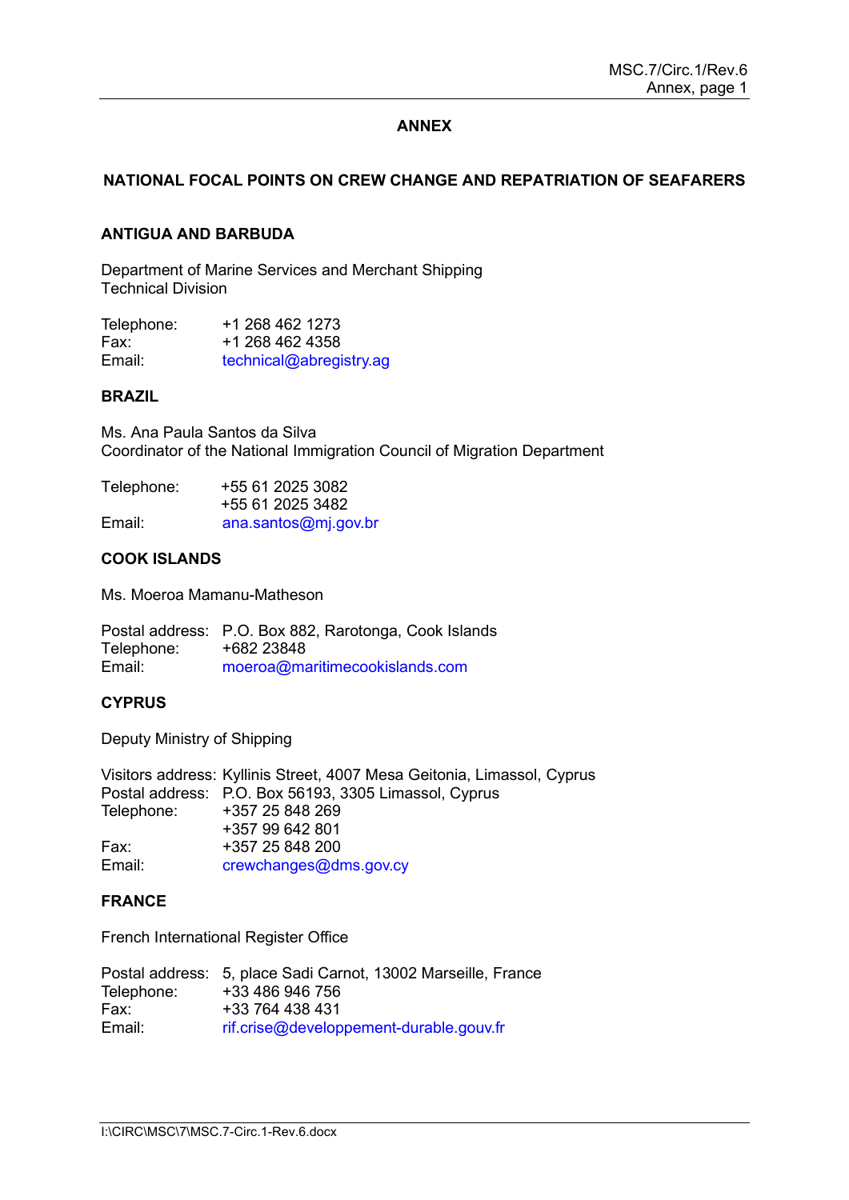# ANNEX

## NATIONAL FOCAL POINTS ON CREW CHANGE AND REPATRIATION OF SEAFARERS

### ANTIGUA AND BARBUDA

Department of Marine Services and Merchant Shipping
Technical Division

| | |
|---|---|
| Telephone: | +1 268 462 1273 |
| Fax: | +1 268 462 4358 |
| Email: | technical@abregistry.ag |

### BRAZIL

Ms. Ana Paula Santos da Silva
Coordinator of the National Immigration Council of Migration Department

| | |
|---|---|
| Telephone: | +55 61 2025 3082 |
| | +55 61 2025 3482 |
| Email: | ana.santos@mj.gov.br |

### COOK ISLANDS

Ms. Moeroa Mamanu-Matheson

| | |
|---|---|
| Postal address: | P.O. Box 882, Rarotonga, Cook Islands |
| Telephone: | +682 23848 |
| Email: | moeroa@maritimecookislands.com |

### CYPRUS

Deputy Ministry of Shipping

| | |
|---|---|
| Visitors address: | Kyllinis Street, 4007 Mesa Geitonia, Limassol, Cyprus |
| Postal address: | P.O. Box 56193, 3305 Limassol, Cyprus |
| Telephone: | +357 25 848 269 |
| | +357 99 642 801 |
| Fax: | +357 25 848 200 |
| Email: | crewchanges@dms.gov.cy |

### FRANCE

French International Register Office

| | |
|---|---|
| Postal address: | 5, place Sadi Carnot, 13002 Marseille, France |
| Telephone: | +33 486 946 756 |
| Fax: | +33 764 438 431 |
| Email: | rif.crise@developpement-durable.gouv.fr |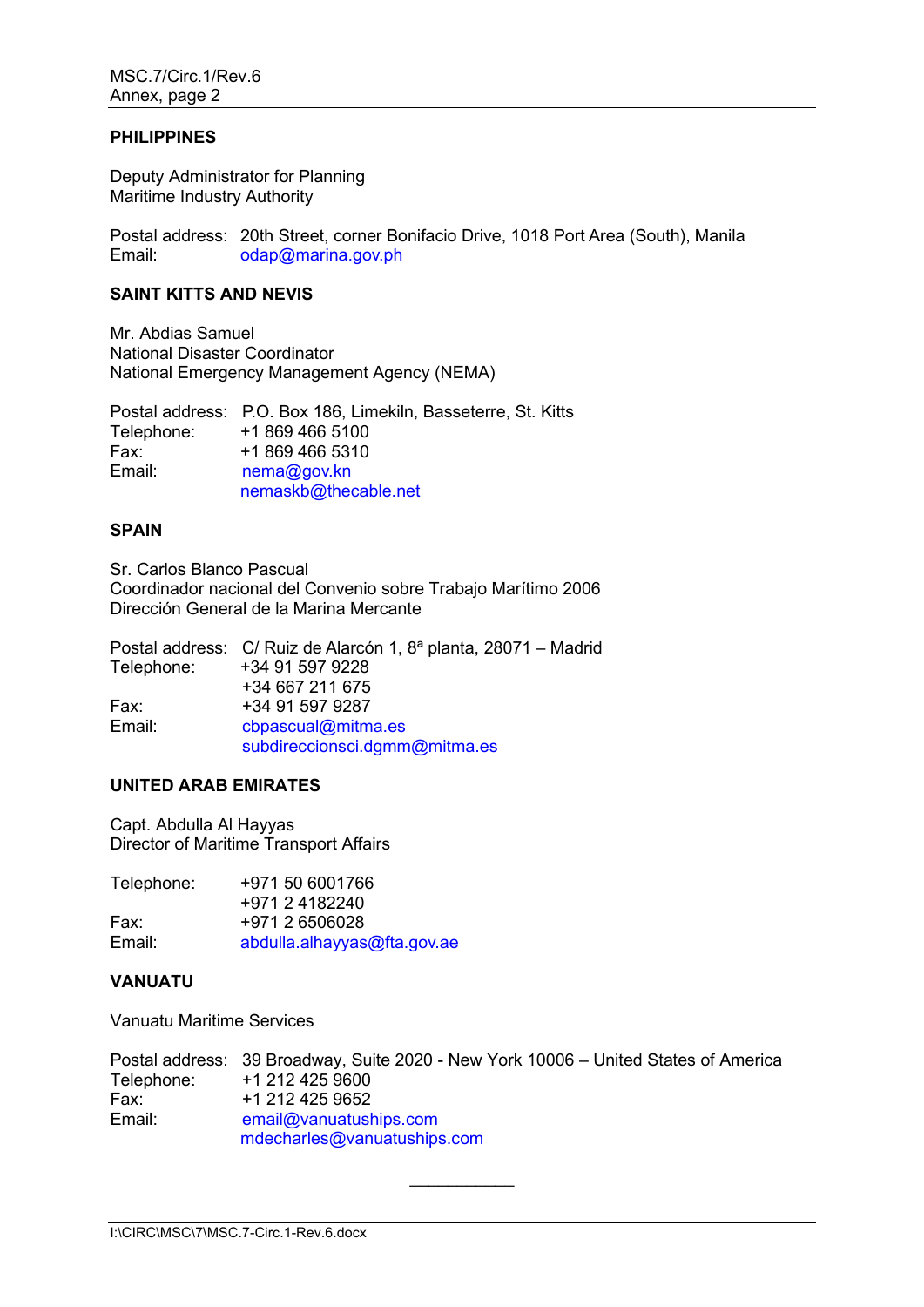## PHILIPPINES

Deputy Administrator for Planning
Maritime Industry Authority

Postal address: 20th Street, corner Bonifacio Drive, 1018 Port Area (South), Manila
Email: odap@marina.gov.ph

## SAINT KITTS AND NEVIS

Mr. Abdias Samuel
National Disaster Coordinator
National Emergency Management Agency (NEMA)

Postal address: P.O. Box 186, Limekiln, Basseterre, St. Kitts
Telephone: +1 869 466 5100
Fax: +1 869 466 5310
Email: nema@gov.kn
nemaskb@thecable.net

## SPAIN

Sr. Carlos Blanco Pascual
Coordinador nacional del Convenio sobre Trabajo Marítimo 2006
Dirección General de la Marina Mercante

Postal address: C/ Ruiz de Alarcón 1, 8ª planta, 28071 – Madrid
Telephone: +34 91 597 9228
+34 667 211 675
Fax: +34 91 597 9287
Email: cbpascual@mitma.es
subdireccionsci.dgmm@mitma.es

## UNITED ARAB EMIRATES

Capt. Abdulla Al Hayyas
Director of Maritime Transport Affairs

Telephone: +971 50 6001766
+971 2 4182240
Fax: +971 2 6506028
Email: abdulla.alhayyas@fta.gov.ae

## VANUATU

Vanuatu Maritime Services

Postal address: 39 Broadway, Suite 2020 - New York 10006 – United States of America
Telephone: +1 212 425 9600
Fax: +1 212 425 9652
Email: email@vanuatuships.com
mdecharles@vanuatuships.com

___________